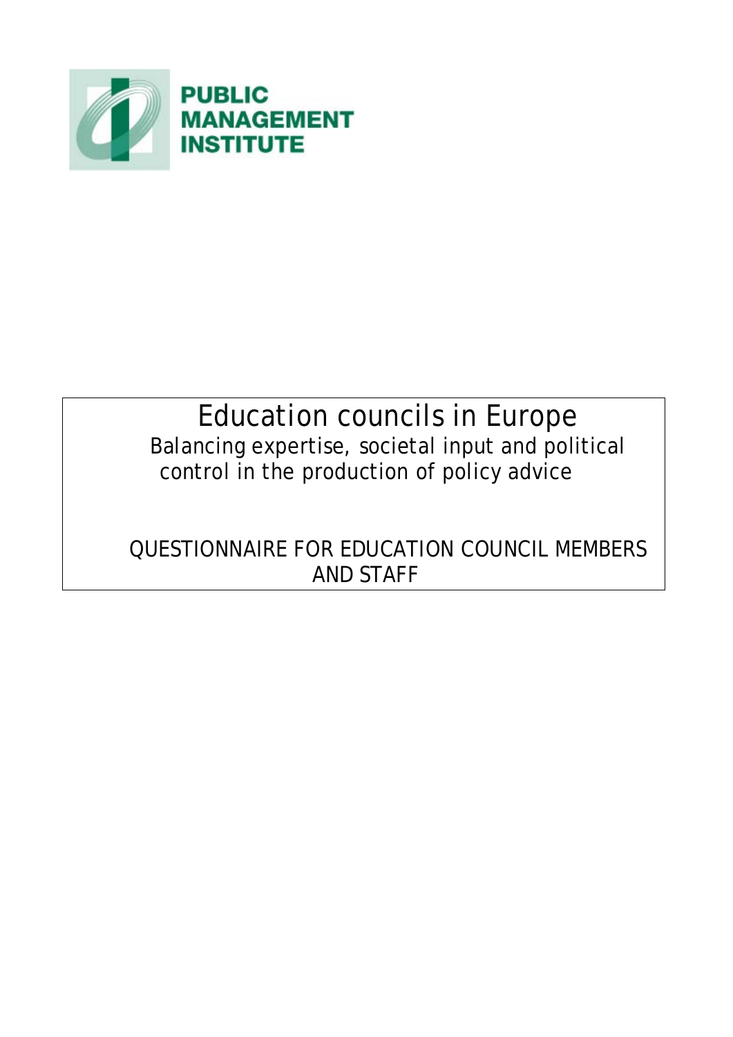**PUBLIC MANAGEMENT INSTITUTE**

# Education councils in Europe

## Balancing expertise, societal input and political control in the production of policy advice

QUESTIONNAIRE FOR EDUCATION COUNCIL MEMBERS AND STAFF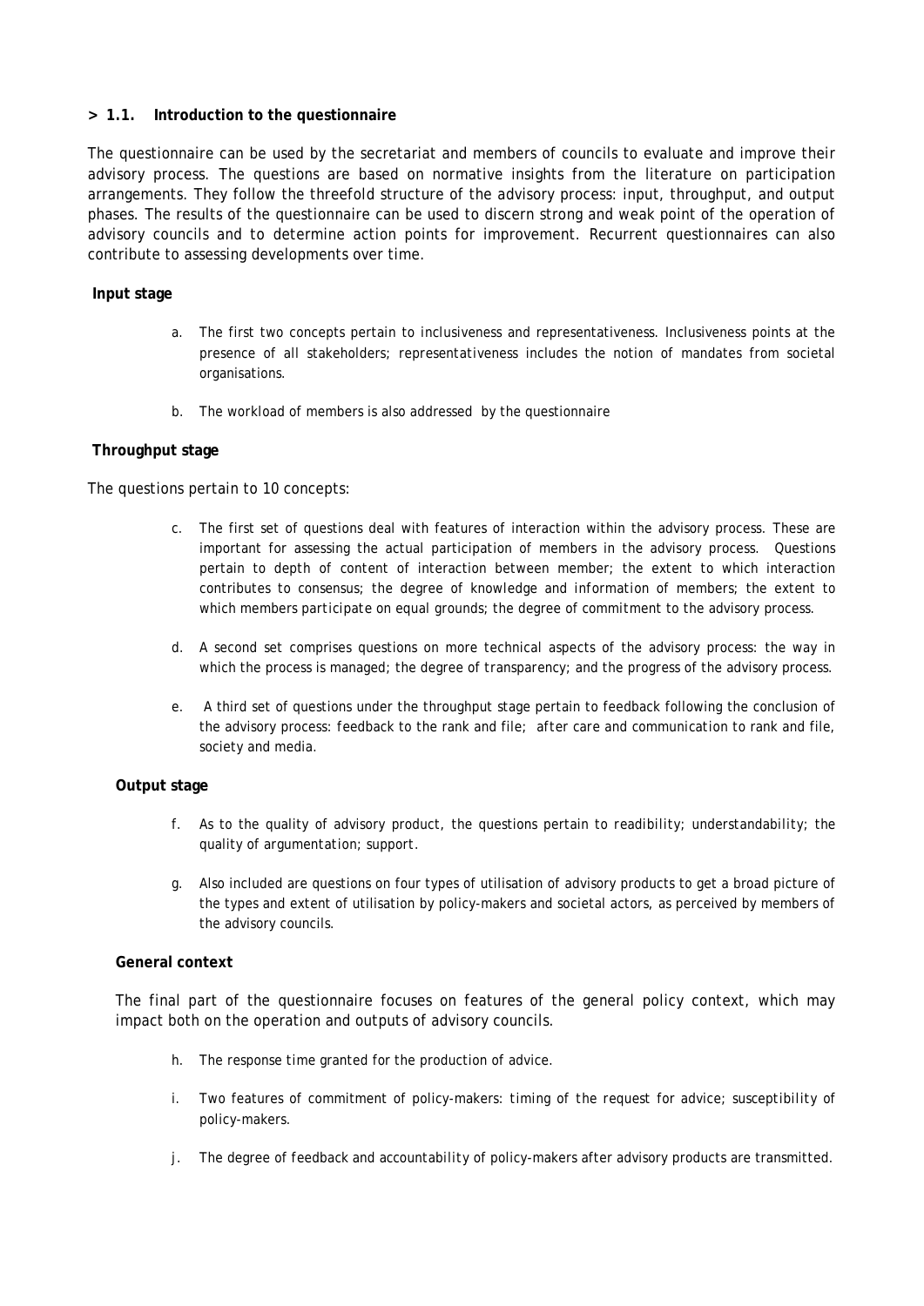### > 1.1. Introduction to the questionnaire

The questionnaire can be used by the secretariat and members of councils to evaluate and improve their advisory process. The questions are based on normative insights from the literature on participation arrangements. They follow the threefold structure of the advisory process: input, throughput, and output phases. The results of the questionnaire can be used to discern strong and weak point of the operation of advisory councils and to determine action points for improvement. Recurrent questionnaires can also contribute to assessing developments over time.

**Input stage**

a. The first two concepts pertain to inclusiveness and representativeness. Inclusiveness points at the presence of all stakeholders; representativeness includes the notion of mandates from societal organisations.

b. The workload of members is also addressed by the questionnaire

**Throughput stage**

The questions pertain to 10 concepts:

c. The first set of questions deal with features of interaction within the advisory process. These are important for assessing the actual participation of members in the advisory process. Questions pertain to depth of content of interaction between member; the extent to which interaction contributes to consensus; the degree of knowledge and information of members; the extent to which members participate on equal grounds; the degree of commitment to the advisory process.

d. A second set comprises questions on more technical aspects of the advisory process: the way in which the process is managed; the degree of transparency; and the progress of the advisory process.

e. A third set of questions under the throughput stage pertain to feedback following the conclusion of the advisory process: feedback to the rank and file; after care and communication to rank and file, society and media.

**Output stage**

f. As to the quality of advisory product, the questions pertain to readibility; understandability; the quality of argumentation; support.

g. Also included are questions on four types of utilisation of advisory products to get a broad picture of the types and extent of utilisation by policy-makers and societal actors, as perceived by members of the advisory councils.

**General context**

The final part of the questionnaire focuses on features of the general policy context, which may impact both on the operation and outputs of advisory councils.

h. The response time granted for the production of advice.

i. Two features of commitment of policy-makers: timing of the request for advice; susceptibility of policy-makers.

j. The degree of feedback and accountability of policy-makers after advisory products are transmitted.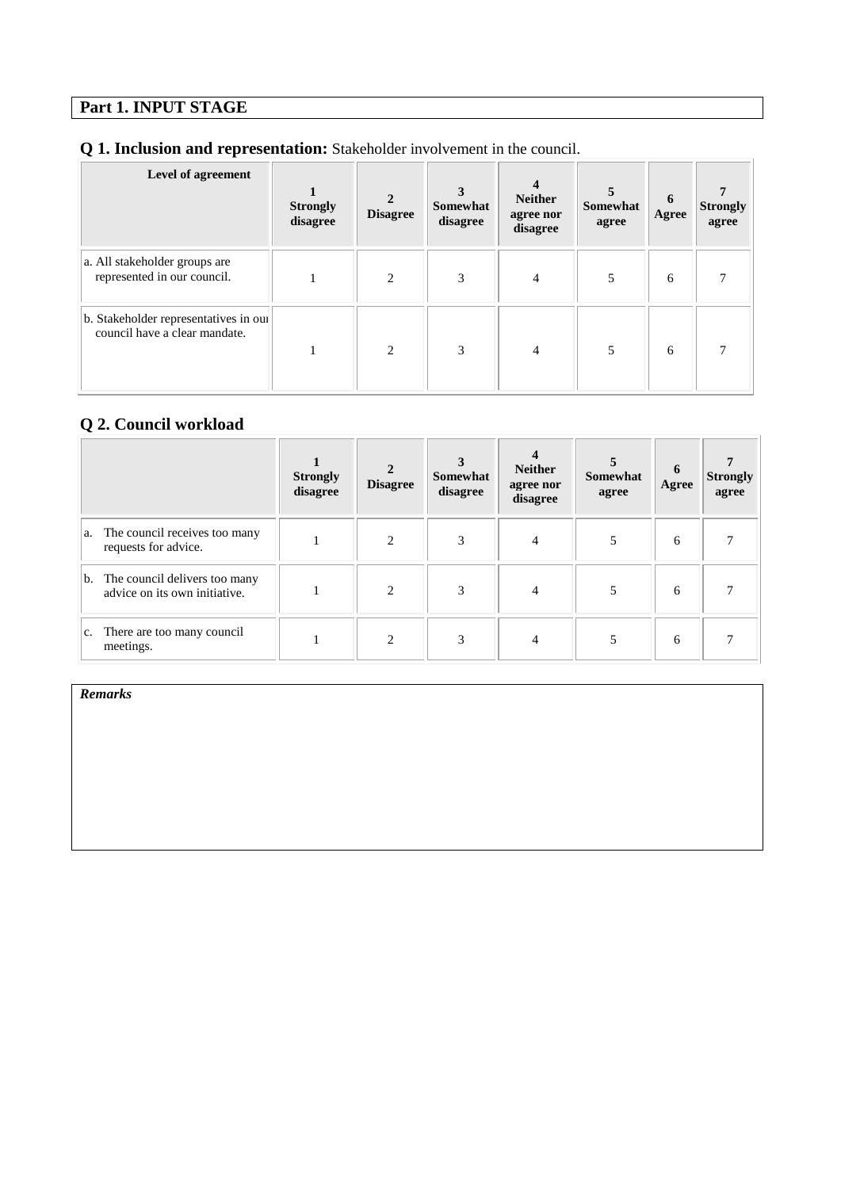## Part 1. INPUT STAGE

### Q 1. Inclusion and representation: Stakeholder involvement in the council.

| Level of agreement | 1 Strongly disagree | 2 Disagree | 3 Somewhat disagree | 4 Neither agree nor disagree | 5 Somewhat agree | 6 Agree | 7 Strongly agree |
|---|---|---|---|---|---|---|---|
| a. All stakeholder groups are represented in our council. | 1 | 2 | 3 | 4 | 5 | 6 | 7 |
| b. Stakeholder representatives in our council have a clear mandate. | 1 | 2 | 3 | 4 | 5 | 6 | 7 |

### Q 2. Council workload

| | 1 Strongly disagree | 2 Disagree | 3 Somewhat disagree | 4 Neither agree nor disagree | 5 Somewhat agree | 6 Agree | 7 Strongly agree |
|---|---|---|---|---|---|---|---|
| a. The council receives too many requests for advice. | 1 | 2 | 3 | 4 | 5 | 6 | 7 |
| b. The council delivers too many advice on its own initiative. | 1 | 2 | 3 | 4 | 5 | 6 | 7 |
| c. There are too many council meetings. | 1 | 2 | 3 | 4 | 5 | 6 | 7 |

***Remarks***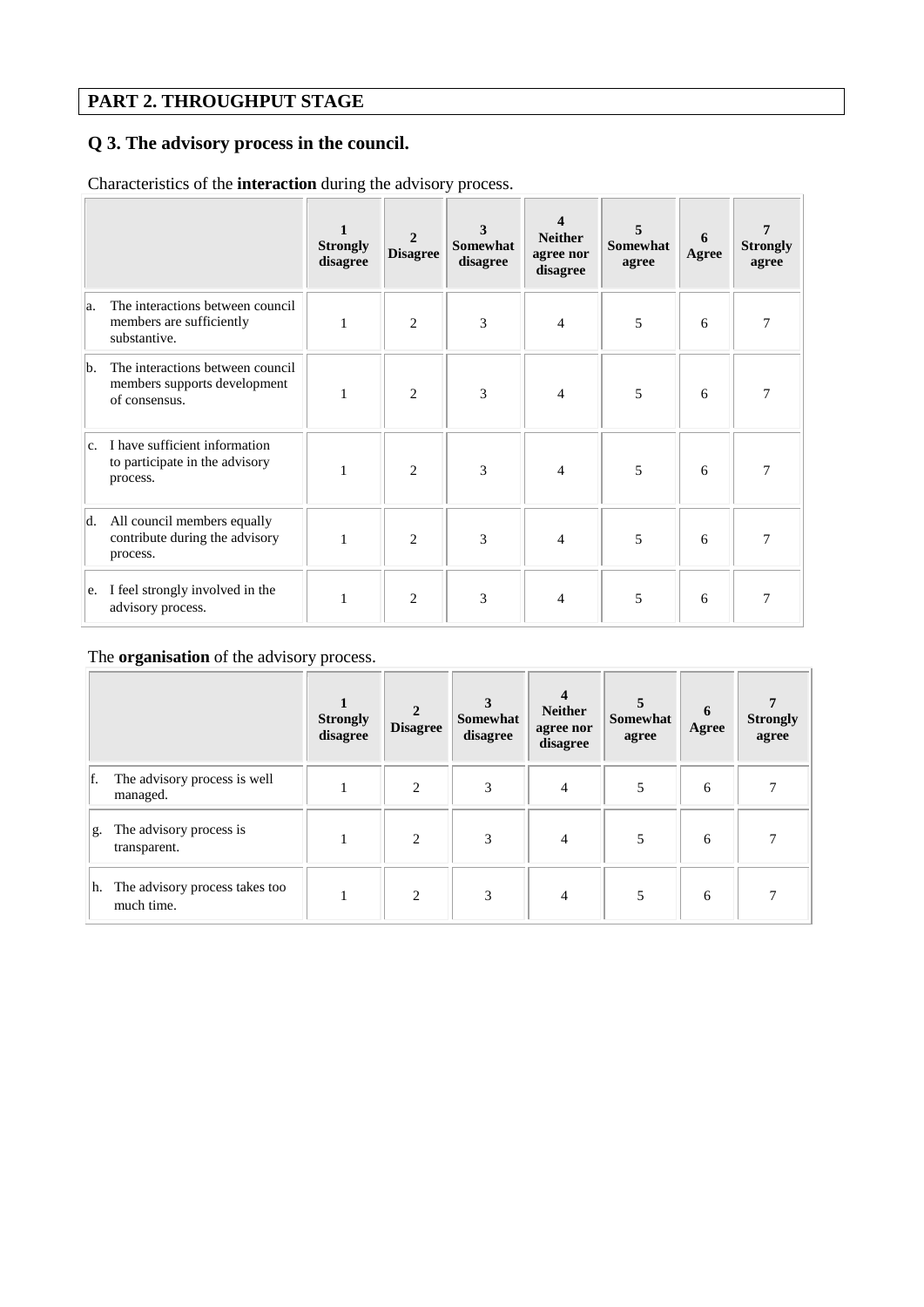## PART 2. THROUGHPUT STAGE

### Q 3. The advisory process in the council.

Characteristics of the **interaction** during the advisory process.

| | 1 Strongly disagree | 2 Disagree | 3 Somewhat disagree | 4 Neither agree nor disagree | 5 Somewhat agree | 6 Agree | 7 Strongly agree |
|---|---|---|---|---|---|---|---|
| a. The interactions between council members are sufficiently substantive. | 1 | 2 | 3 | 4 | 5 | 6 | 7 |
| b. The interactions between council members supports development of consensus. | 1 | 2 | 3 | 4 | 5 | 6 | 7 |
| c. I have sufficient information to participate in the advisory process. | 1 | 2 | 3 | 4 | 5 | 6 | 7 |
| d. All council members equally contribute during the advisory process. | 1 | 2 | 3 | 4 | 5 | 6 | 7 |
| e. I feel strongly involved in the advisory process. | 1 | 2 | 3 | 4 | 5 | 6 | 7 |

The **organisation** of the advisory process.

| | 1 Strongly disagree | 2 Disagree | 3 Somewhat disagree | 4 Neither agree nor disagree | 5 Somewhat agree | 6 Agree | 7 Strongly agree |
|---|---|---|---|---|---|---|---|
| f. The advisory process is well managed. | 1 | 2 | 3 | 4 | 5 | 6 | 7 |
| g. The advisory process is transparent. | 1 | 2 | 3 | 4 | 5 | 6 | 7 |
| h. The advisory process takes too much time. | 1 | 2 | 3 | 4 | 5 | 6 | 7 |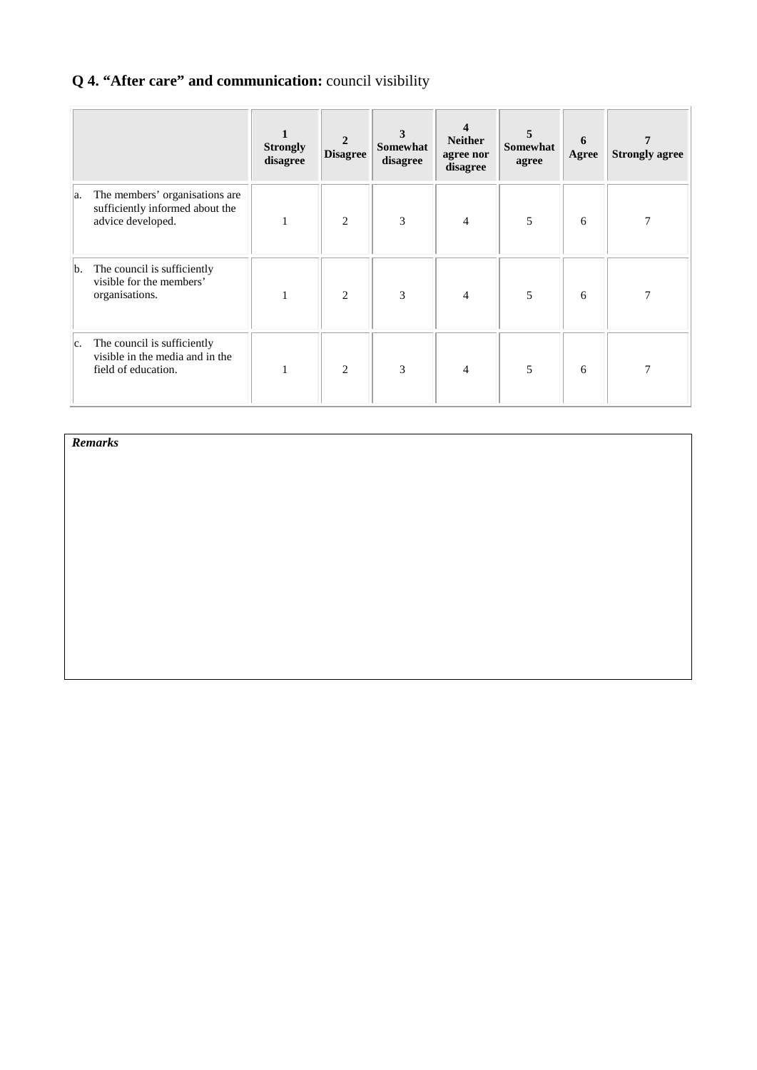## **Q 4. “After care” and communication:** council visibility

| | **1 Strongly disagree** | **2 Disagree** | **3 Somewhat disagree** | **4 Neither agree nor disagree** | **5 Somewhat agree** | **6 Agree** | **7 Strongly agree** |
|---|---|---|---|---|---|---|---|
| a. The members’ organisations are sufficiently informed about the advice developed. | 1 | 2 | 3 | 4 | 5 | 6 | 7 |
| b. The council is sufficiently visible for the members’ organisations. | 1 | 2 | 3 | 4 | 5 | 6 | 7 |
| c. The council is sufficiently visible in the media and in the field of education. | 1 | 2 | 3 | 4 | 5 | 6 | 7 |

***Remarks***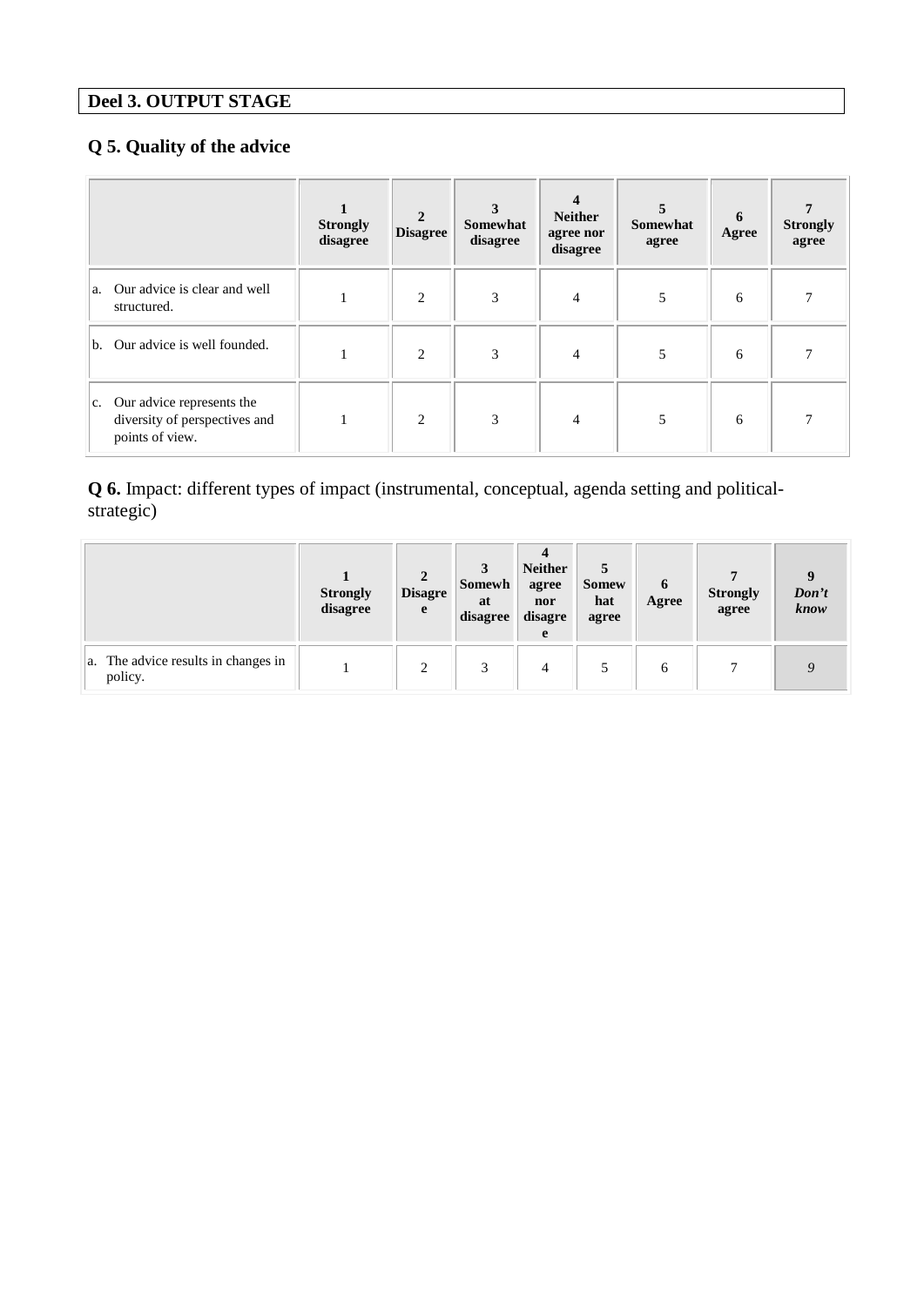## Deel 3. OUTPUT STAGE

### Q 5. Quality of the advice

| | 1 Strongly disagree | 2 Disagree | 3 Somewhat disagree | 4 Neither agree nor disagree | 5 Somewhat agree | 6 Agree | 7 Strongly agree |
|---|---|---|---|---|---|---|---|
| a. Our advice is clear and well structured. | 1 | 2 | 3 | 4 | 5 | 6 | 7 |
| b. Our advice is well founded. | 1 | 2 | 3 | 4 | 5 | 6 | 7 |
| c. Our advice represents the diversity of perspectives and points of view. | 1 | 2 | 3 | 4 | 5 | 6 | 7 |

**Q 6.** Impact: different types of impact (instrumental, conceptual, agenda setting and political-strategic)

| | 1 Strongly disagree | 2 Disagree | 3 Somewhat disagree | 4 Neither agree nor disagree | 5 Somewhat agree | 6 Agree | 7 Strongly agree | 9 *Don't know* |
|---|---|---|---|---|---|---|---|---|
| a. The advice results in changes in policy. | 1 | 2 | 3 | 4 | 5 | 6 | 7 | *9* |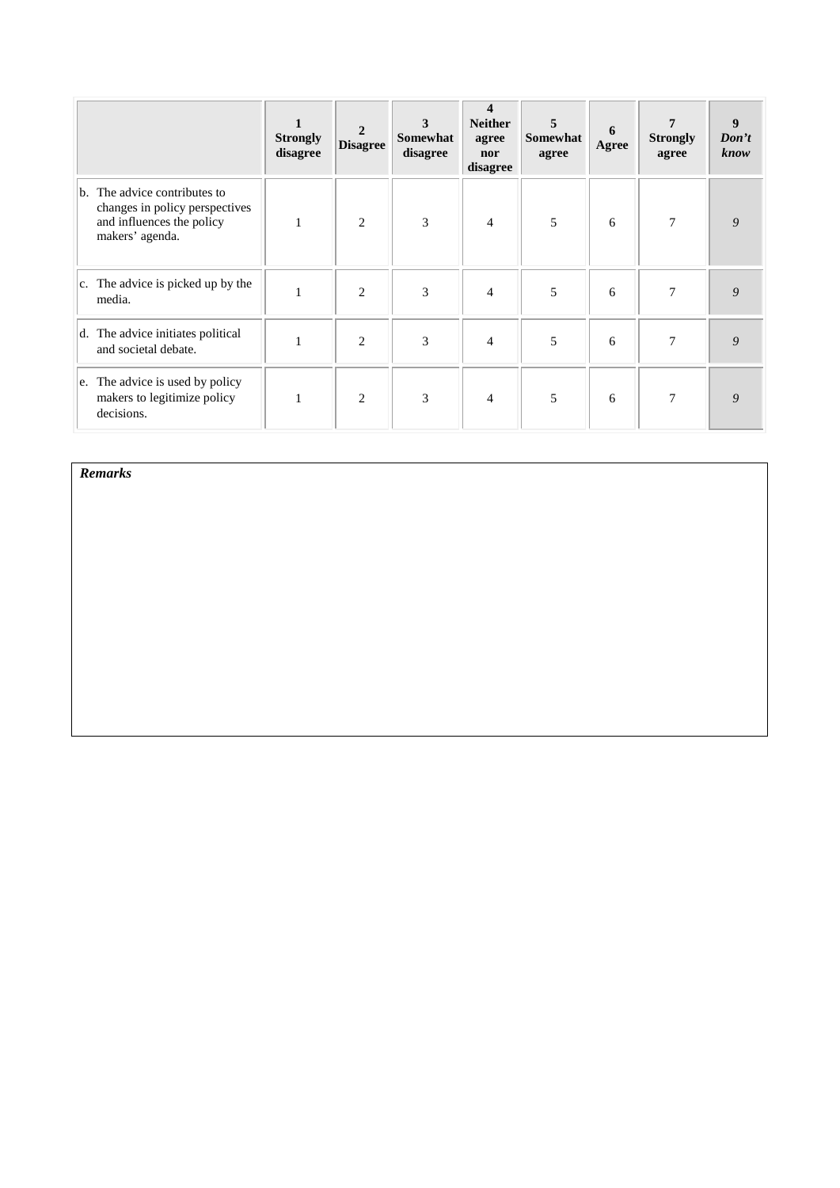| | 1 **Strongly disagree** | 2 **Disagree** | 3 **Somewhat disagree** | 4 **Neither agree nor disagree** | 5 **Somewhat agree** | 6 **Agree** | 7 **Strongly agree** | 9 ***Don't know*** |
|---|---|---|---|---|---|---|---|---|
| b. The advice contributes to changes in policy perspectives and influences the policy makers' agenda. | 1 | 2 | 3 | 4 | 5 | 6 | 7 | *9* |
| c. The advice is picked up by the media. | 1 | 2 | 3 | 4 | 5 | 6 | 7 | *9* |
| d. The advice initiates political and societal debate. | 1 | 2 | 3 | 4 | 5 | 6 | 7 | *9* |
| e. The advice is used by policy makers to legitimize policy decisions. | 1 | 2 | 3 | 4 | 5 | 6 | 7 | *9* |

***Remarks***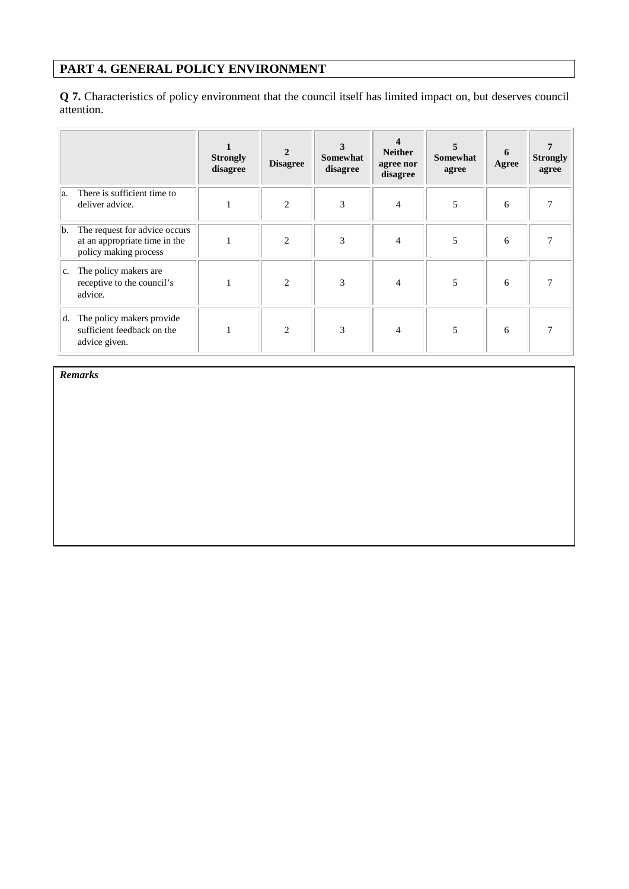## PART 4. GENERAL POLICY ENVIRONMENT

**Q 7.** Characteristics of policy environment that the council itself has limited impact on, but deserves council attention.

| | **1 Strongly disagree** | **2 Disagree** | **3 Somewhat disagree** | **4 Neither agree nor disagree** | **5 Somewhat agree** | **6 Agree** | **7 Strongly agree** |
|---|---|---|---|---|---|---|---|
| a. There is sufficient time to deliver advice. | 1 | 2 | 3 | 4 | 5 | 6 | 7 |
| b. The request for advice occurs at an appropriate time in the policy making process | 1 | 2 | 3 | 4 | 5 | 6 | 7 |
| c. The policy makers are receptive to the council's advice. | 1 | 2 | 3 | 4 | 5 | 6 | 7 |
| d. The policy makers provide sufficient feedback on the advice given. | 1 | 2 | 3 | 4 | 5 | 6 | 7 |

***Remarks***